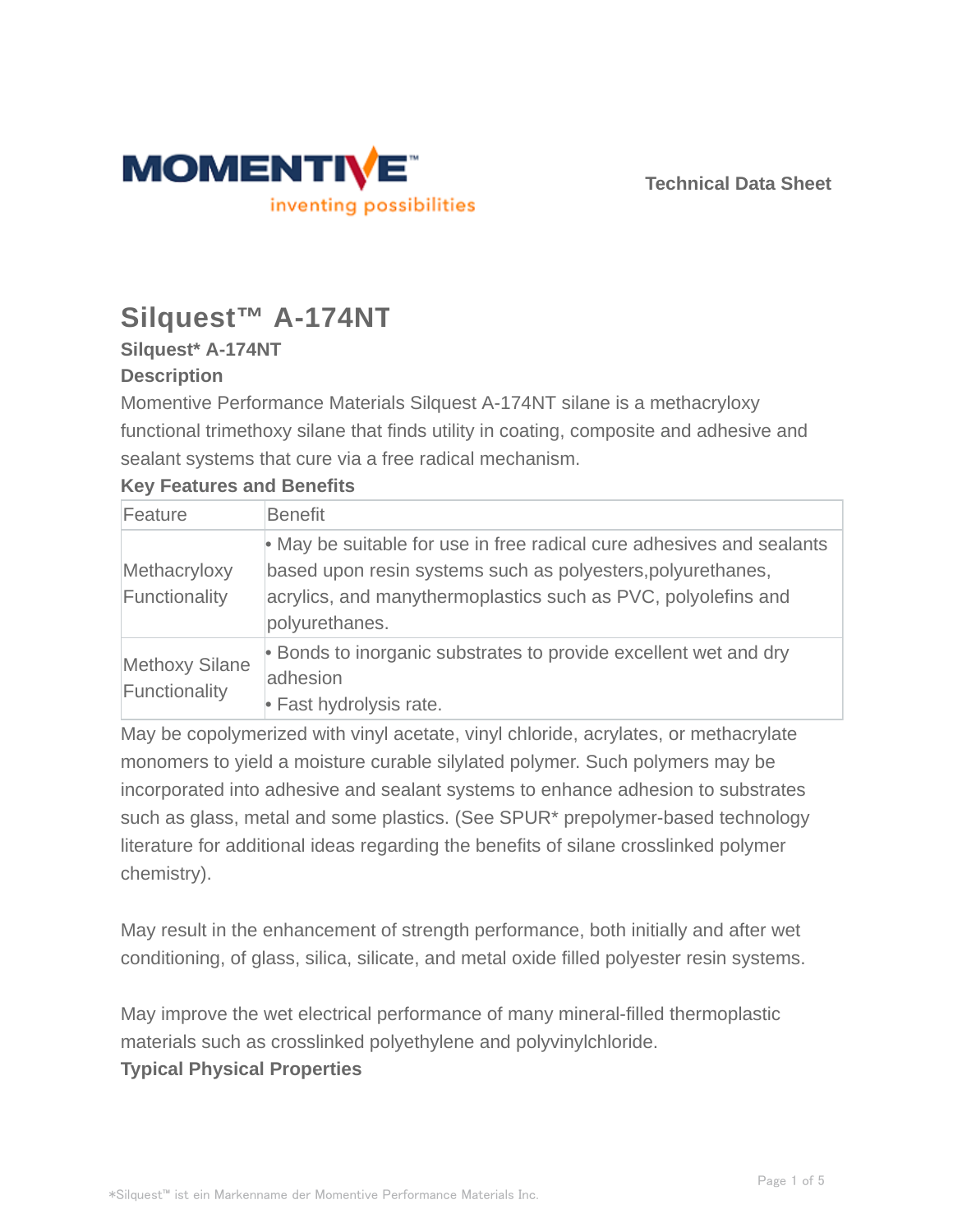Technical Data Sheet

# Silquest™ A-174NT

**Silquest* A-174NT**

## Description

Momentive Performance Materials Silquest A-174NT silane is a methacryloxy functional trimethoxy silane that finds utility in coating, composite and adhesive and sealant systems that cure via a free radical mechanism.

## Key Features and Benefits

| Feature | Benefit |
|---|---|
| Methacryloxy Functionality | • May be suitable for use in free radical cure adhesives and sealants based upon resin systems such as polyesters,polyurethanes, acrylics, and manythermoplastics such as PVC, polyolefins and polyurethanes. |
| Methoxy Silane Functionality | • Bonds to inorganic substrates to provide excellent wet and dry adhesion<br>• Fast hydrolysis rate. |

May be copolymerized with vinyl acetate, vinyl chloride, acrylates, or methacrylate monomers to yield a moisture curable silylated polymer. Such polymers may be incorporated into adhesive and sealant systems to enhance adhesion to substrates such as glass, metal and some plastics. (See SPUR* prepolymer-based technology literature for additional ideas regarding the benefits of silane crosslinked polymer chemistry).

May result in the enhancement of strength performance, both initially and after wet conditioning, of glass, silica, silicate, and metal oxide filled polyester resin systems.

May improve the wet electrical performance of many mineral-filled thermoplastic materials such as crosslinked polyethylene and polyvinylchloride.

## Typical Physical Properties

*Silquest™ ist ein Markenname der Momentive Performance Materials Inc.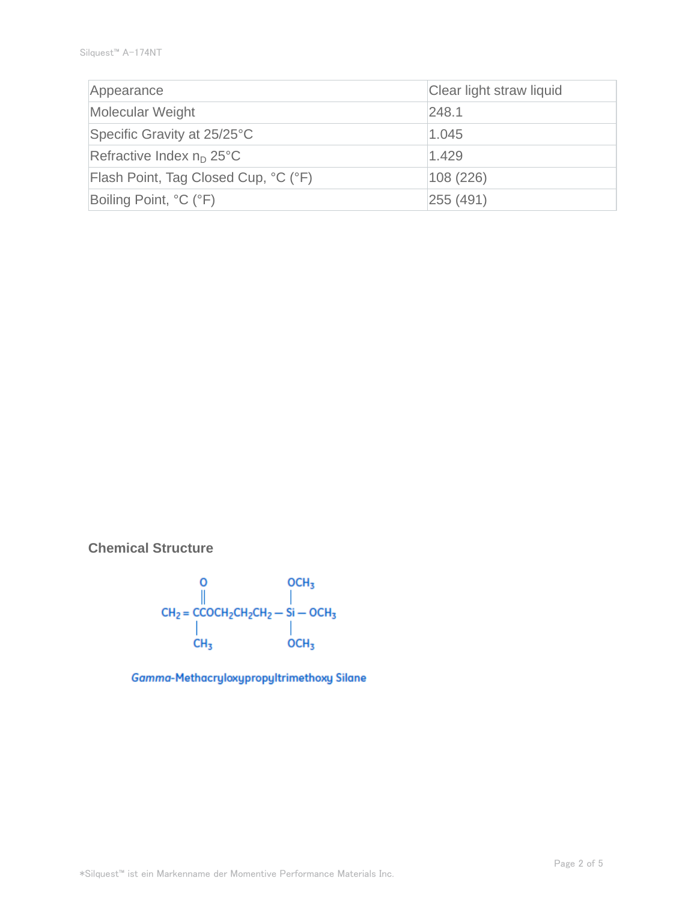| | |
|---|---|
| Appearance | Clear light straw liquid |
| Molecular Weight | 248.1 |
| Specific Gravity at 25/25°C | 1.045 |
| Refractive Index $n_D$ 25°C | 1.429 |
| Flash Point, Tag Closed Cup, °C (°F) | 108 (226) |
| Boiling Point, °C (°F) | 255 (491) |

## Chemical Structure

$$CH_2=C(CH_3)C(=O)OCH_2CH_2CH_2-Si(OCH_3)_3$$

*Gamma*-Methacryloxypropyltrimethoxy Silane

*Silquest™ ist ein Markenname der Momentive Performance Materials Inc.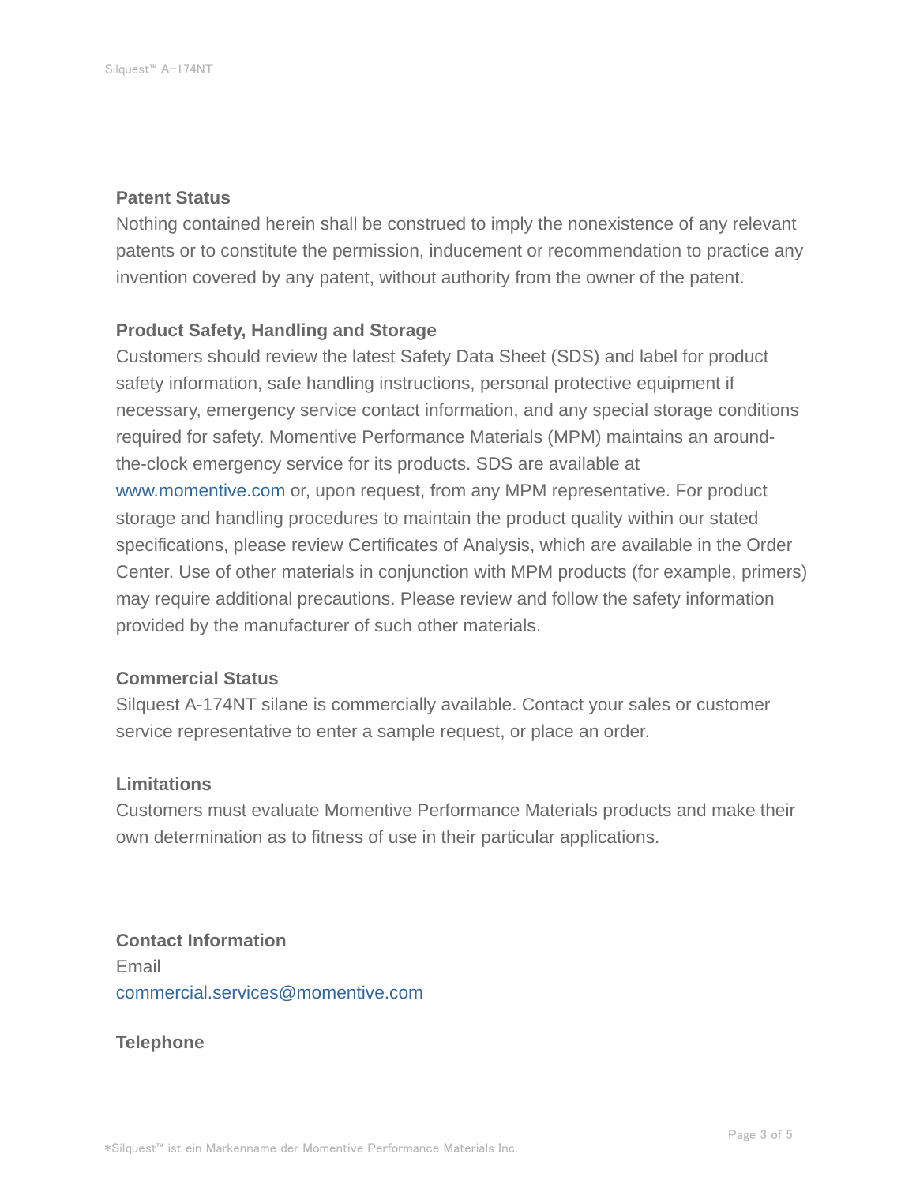## Patent Status

Nothing contained herein shall be construed to imply the nonexistence of any relevant patents or to constitute the permission, inducement or recommendation to practice any invention covered by any patent, without authority from the owner of the patent.

## Product Safety, Handling and Storage

Customers should review the latest Safety Data Sheet (SDS) and label for product safety information, safe handling instructions, personal protective equipment if necessary, emergency service contact information, and any special storage conditions required for safety. Momentive Performance Materials (MPM) maintains an around-the-clock emergency service for its products. SDS are available at www.momentive.com or, upon request, from any MPM representative. For product storage and handling procedures to maintain the product quality within our stated specifications, please review Certificates of Analysis, which are available in the Order Center. Use of other materials in conjunction with MPM products (for example, primers) may require additional precautions. Please review and follow the safety information provided by the manufacturer of such other materials.

## Commercial Status

Silquest A-174NT silane is commercially available. Contact your sales or customer service representative to enter a sample request, or place an order.

## Limitations

Customers must evaluate Momentive Performance Materials products and make their own determination as to fitness of use in their particular applications.

## Contact Information

Email

commercial.services@momentive.com

## Telephone

*Silquest™ ist ein Markenname der Momentive Performance Materials Inc.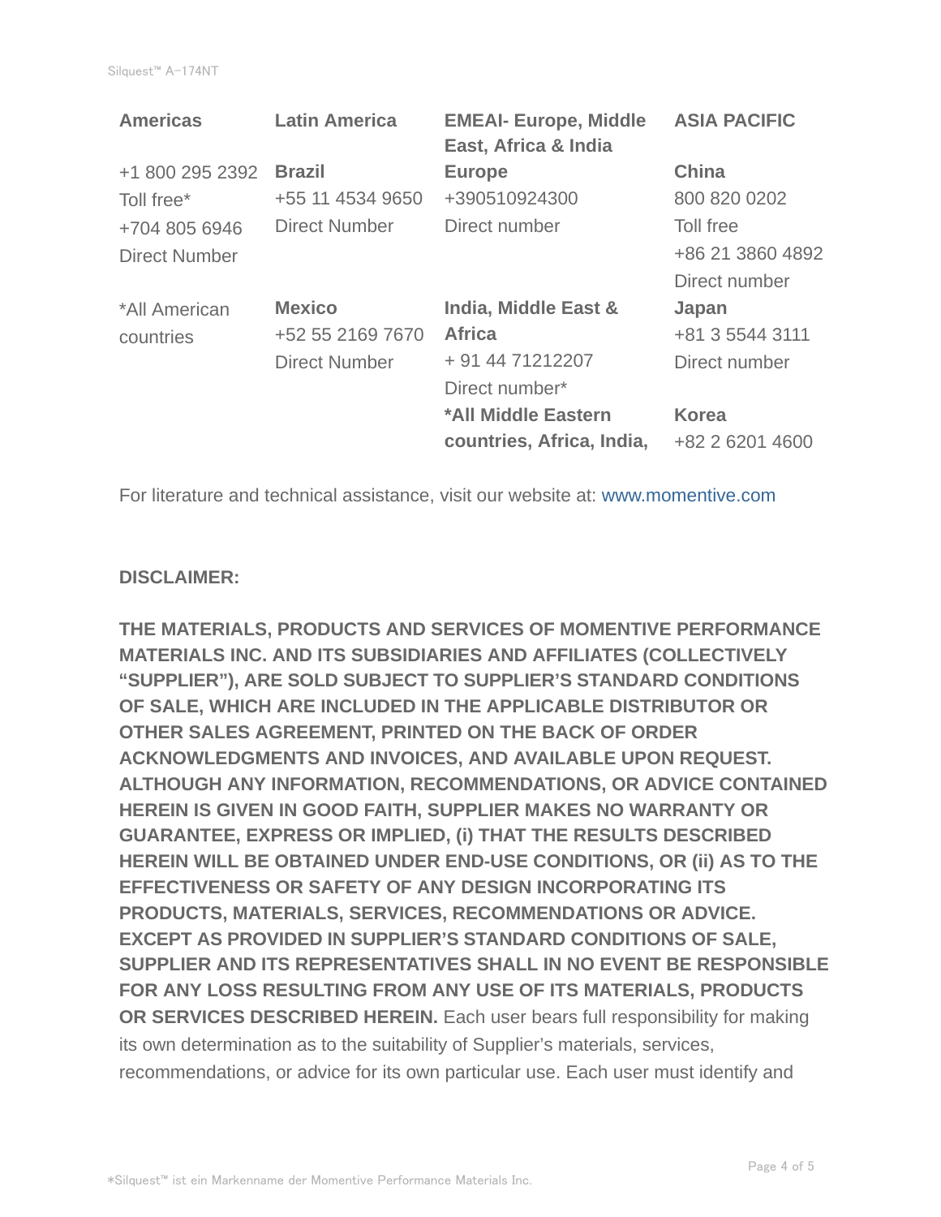| Americas | Latin America | EMEAI- Europe, Middle East, Africa & India | ASIA PACIFIC |
|---|---|---|---|
| +1 800 295 2392 Toll free* +704 805 6946 Direct Number | **Brazil** +55 11 4534 9650 Direct Number | **Europe** +390510924300 Direct number | **China** 800 820 0202 Toll free +86 21 3860 4892 Direct number |
| *All American countries | **Mexico** +52 55 2169 7670 Direct Number | **India, Middle East & Africa** + 91 44 71212207 Direct number* | **Japan** +81 3 5544 3111 Direct number |
| | | ***All Middle Eastern countries, Africa, India,** | **Korea** +82 2 6201 4600 |

For literature and technical assistance, visit our website at: www.momentive.com

**DISCLAIMER:**

**THE MATERIALS, PRODUCTS AND SERVICES OF MOMENTIVE PERFORMANCE MATERIALS INC. AND ITS SUBSIDIARIES AND AFFILIATES (COLLECTIVELY "SUPPLIER"), ARE SOLD SUBJECT TO SUPPLIER'S STANDARD CONDITIONS OF SALE, WHICH ARE INCLUDED IN THE APPLICABLE DISTRIBUTOR OR OTHER SALES AGREEMENT, PRINTED ON THE BACK OF ORDER ACKNOWLEDGMENTS AND INVOICES, AND AVAILABLE UPON REQUEST. ALTHOUGH ANY INFORMATION, RECOMMENDATIONS, OR ADVICE CONTAINED HEREIN IS GIVEN IN GOOD FAITH, SUPPLIER MAKES NO WARRANTY OR GUARANTEE, EXPRESS OR IMPLIED, (i) THAT THE RESULTS DESCRIBED HEREIN WILL BE OBTAINED UNDER END-USE CONDITIONS, OR (ii) AS TO THE EFFECTIVENESS OR SAFETY OF ANY DESIGN INCORPORATING ITS PRODUCTS, MATERIALS, SERVICES, RECOMMENDATIONS OR ADVICE. EXCEPT AS PROVIDED IN SUPPLIER'S STANDARD CONDITIONS OF SALE, SUPPLIER AND ITS REPRESENTATIVES SHALL IN NO EVENT BE RESPONSIBLE FOR ANY LOSS RESULTING FROM ANY USE OF ITS MATERIALS, PRODUCTS OR SERVICES DESCRIBED HEREIN.** Each user bears full responsibility for making its own determination as to the suitability of Supplier's materials, services, recommendations, or advice for its own particular use. Each user must identify and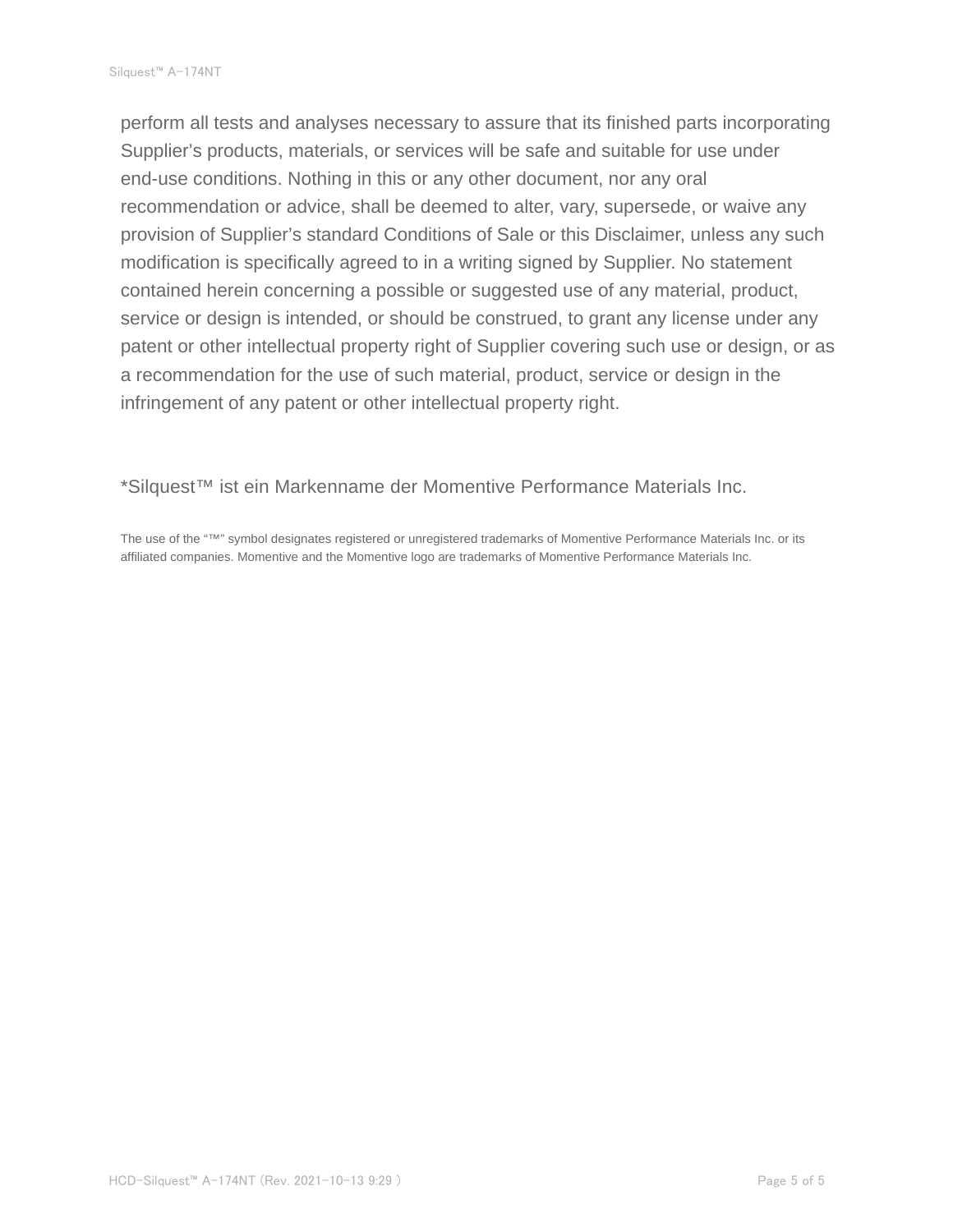perform all tests and analyses necessary to assure that its finished parts incorporating Supplier's products, materials, or services will be safe and suitable for use under end-use conditions. Nothing in this or any other document, nor any oral recommendation or advice, shall be deemed to alter, vary, supersede, or waive any provision of Supplier's standard Conditions of Sale or this Disclaimer, unless any such modification is specifically agreed to in a writing signed by Supplier. No statement contained herein concerning a possible or suggested use of any material, product, service or design is intended, or should be construed, to grant any license under any patent or other intellectual property right of Supplier covering such use or design, or as a recommendation for the use of such material, product, service or design in the infringement of any patent or other intellectual property right.

*Silquest™ ist ein Markenname der Momentive Performance Materials Inc.

The use of the "™" symbol designates registered or unregistered trademarks of Momentive Performance Materials Inc. or its affiliated companies. Momentive and the Momentive logo are trademarks of Momentive Performance Materials Inc.